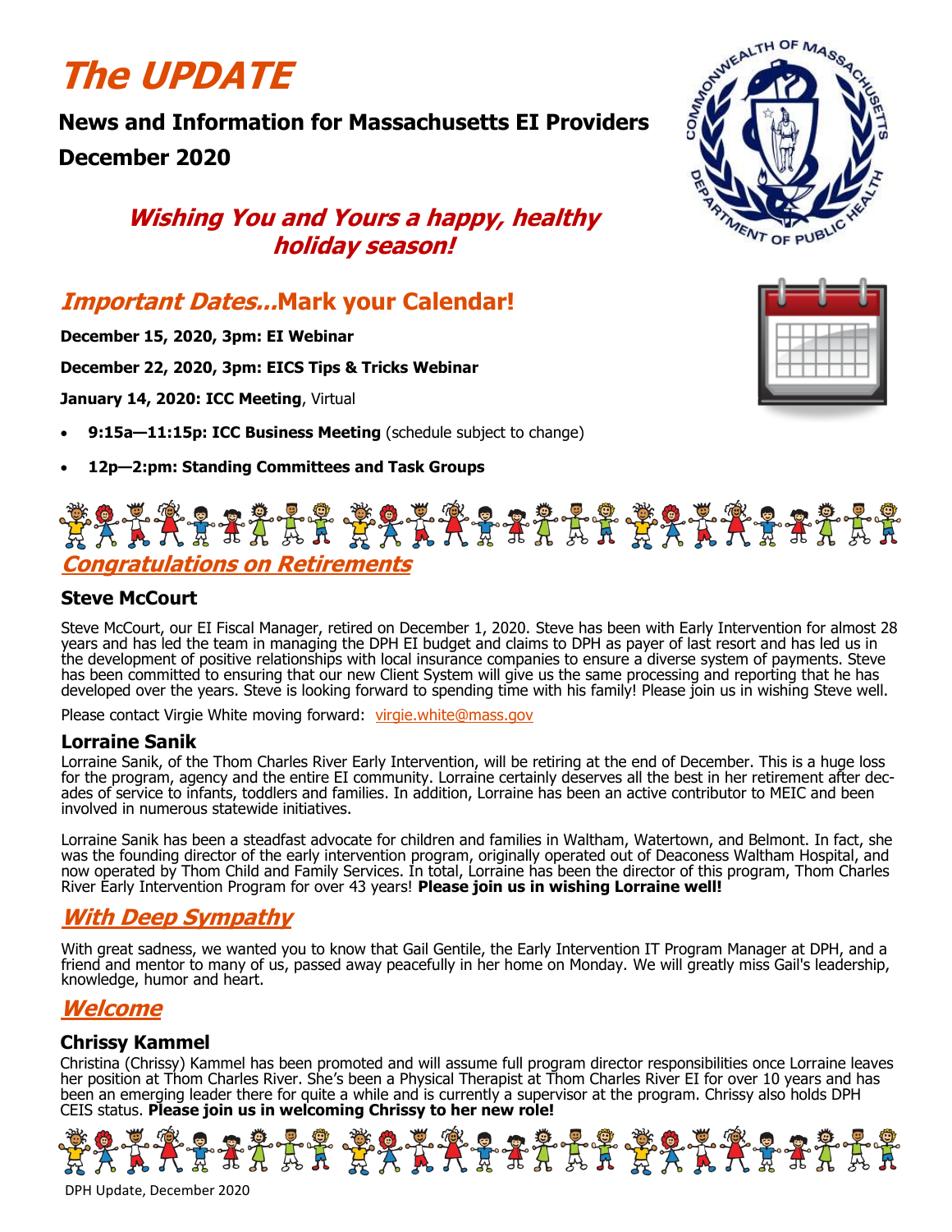# The UPDATE

**News and Information for Massachusetts EI Providers**

**December 2020**

***Wishing You and Yours a happy, healthy holiday season!***

## *Important Dates...*Mark your Calendar!

**December 15, 2020, 3pm: EI Webinar**

**December 22, 2020, 3pm: EICS Tips & Tricks Webinar**

**January 14, 2020: ICC Meeting**, Virtual

- **9:15a—11:15p: ICC Business Meeting** (schedule subject to change)
- **12p—2:pm: Standing Committees and Task Groups**

## *Congratulations on Retirements*

### Steve McCourt

Steve McCourt, our EI Fiscal Manager, retired on December 1, 2020. Steve has been with Early Intervention for almost 28 years and has led the team in managing the DPH EI budget and claims to DPH as payer of last resort and has led us in the development of positive relationships with local insurance companies to ensure a diverse system of payments. Steve has been committed to ensuring that our new Client System will give us the same processing and reporting that he has developed over the years. Steve is looking forward to spending time with his family! Please join us in wishing Steve well.

Please contact Virgie White moving forward: virgie.white@mass.gov

### Lorraine Sanik

Lorraine Sanik, of the Thom Charles River Early Intervention, will be retiring at the end of December. This is a huge loss for the program, agency and the entire EI community. Lorraine certainly deserves all the best in her retirement after decades of service to infants, toddlers and families. In addition, Lorraine has been an active contributor to MEIC and been involved in numerous statewide initiatives.

Lorraine Sanik has been a steadfast advocate for children and families in Waltham, Watertown, and Belmont. In fact, she was the founding director of the early intervention program, originally operated out of Deaconess Waltham Hospital, and now operated by Thom Child and Family Services. In total, Lorraine has been the director of this program, Thom Charles River Early Intervention Program for over 43 years! **Please join us in wishing Lorraine well!**

## *With Deep Sympathy*

With great sadness, we wanted you to know that Gail Gentile, the Early Intervention IT Program Manager at DPH, and a friend and mentor to many of us, passed away peacefully in her home on Monday. We will greatly miss Gail's leadership, knowledge, humor and heart.

## *Welcome*

### Chrissy Kammel

Christina (Chrissy) Kammel has been promoted and will assume full program director responsibilities once Lorraine leaves her position at Thom Charles River. She's been a Physical Therapist at Thom Charles River EI for over 10 years and has been an emerging leader there for quite a while and is currently a supervisor at the program. Chrissy also holds DPH CEIS status. **Please join us in welcoming Chrissy to her new role!**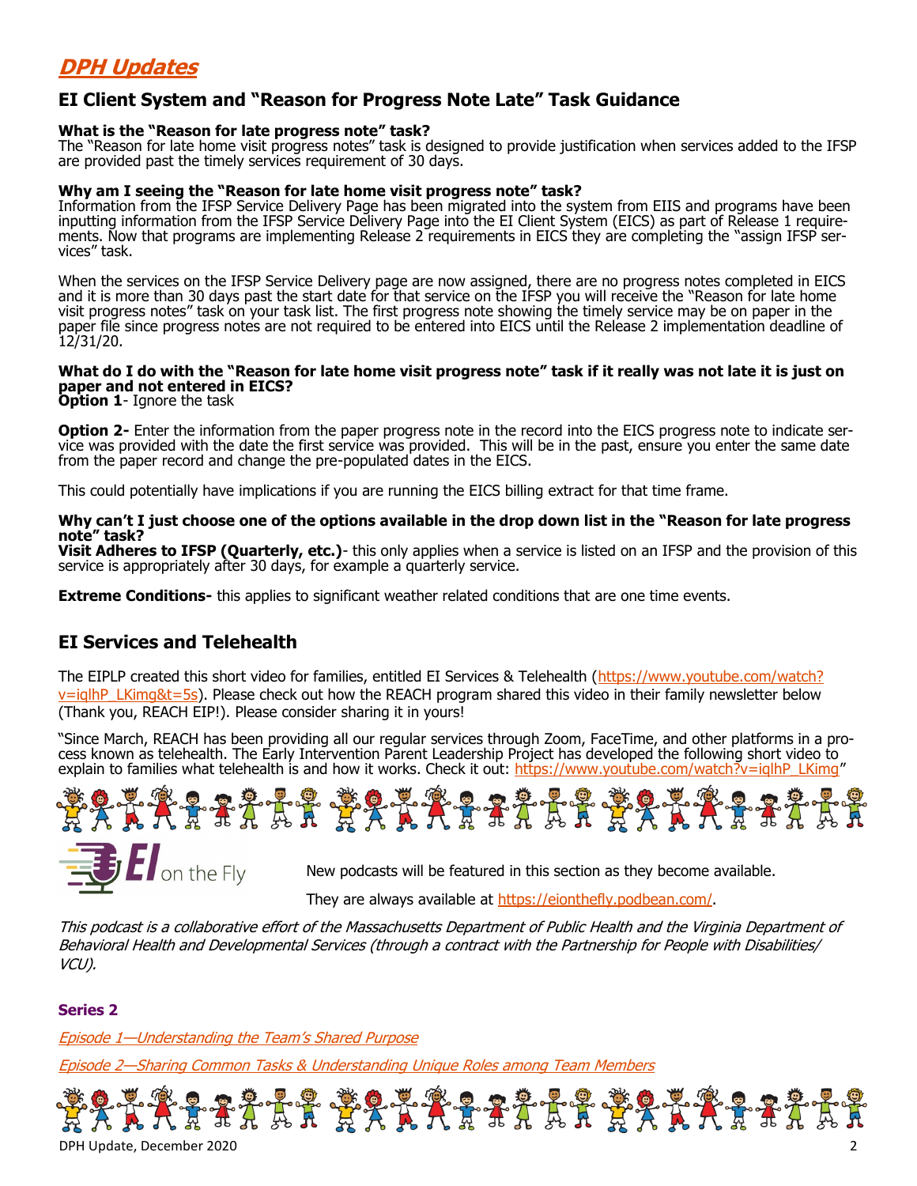# *DPH Updates*

## EI Client System and "Reason for Progress Note Late" Task Guidance

**What is the "Reason for late progress note" task?**
The "Reason for late home visit progress notes" task is designed to provide justification when services added to the IFSP are provided past the timely services requirement of 30 days.

**Why am I seeing the "Reason for late home visit progress note" task?**
Information from the IFSP Service Delivery Page has been migrated into the system from EIIS and programs have been inputting information from the IFSP Service Delivery Page into the EI Client System (EICS) as part of Release 1 requirements. Now that programs are implementing Release 2 requirements in EICS they are completing the "assign IFSP services" task.

When the services on the IFSP Service Delivery page are now assigned, there are no progress notes completed in EICS and it is more than 30 days past the start date for that service on the IFSP you will receive the "Reason for late home visit progress notes" task on your task list. The first progress note showing the timely service may be on paper in the paper file since progress notes are not required to be entered into EICS until the Release 2 implementation deadline of 12/31/20.

**What do I do with the "Reason for late home visit progress note" task if it really was not late it is just on paper and not entered in EICS?**
**Option 1**- Ignore the task

**Option 2-** Enter the information from the paper progress note in the record into the EICS progress note to indicate service was provided with the date the first service was provided. This will be in the past, ensure you enter the same date from the paper record and change the pre-populated dates in the EICS.

This could potentially have implications if you are running the EICS billing extract for that time frame.

**Why can't I just choose one of the options available in the drop down list in the "Reason for late progress note" task?**
**Visit Adheres to IFSP (Quarterly, etc.)**- this only applies when a service is listed on an IFSP and the provision of this service is appropriately after 30 days, for example a quarterly service.

**Extreme Conditions-** this applies to significant weather related conditions that are one time events.

## EI Services and Telehealth

The EIPLP created this short video for families, entitled EI Services & Telehealth (https://www.youtube.com/watch?v=iqlhP_LKimg&t=5s). Please check out how the REACH program shared this video in their family newsletter below (Thank you, REACH EIP!). Please consider sharing it in yours!

"Since March, REACH has been providing all our regular services through Zoom, FaceTime, and other platforms in a process known as telehealth. The Early Intervention Parent Leadership Project has developed the following short video to explain to families what telehealth is and how it works. Check it out: https://www.youtube.com/watch?v=iqlhP_LKimg"

EI on the Fly

New podcasts will be featured in this section as they become available.

They are always available at https://eionthefly.podbean.com/.

*This podcast is a collaborative effort of the Massachusetts Department of Public Health and the Virginia Department of Behavioral Health and Developmental Services (through a contract with the Partnership for People with Disabilities/ VCU).*

**Series 2**

*Episode 1—Understanding the Team's Shared Purpose*

*Episode 2—Sharing Common Tasks & Understanding Unique Roles among Team Members*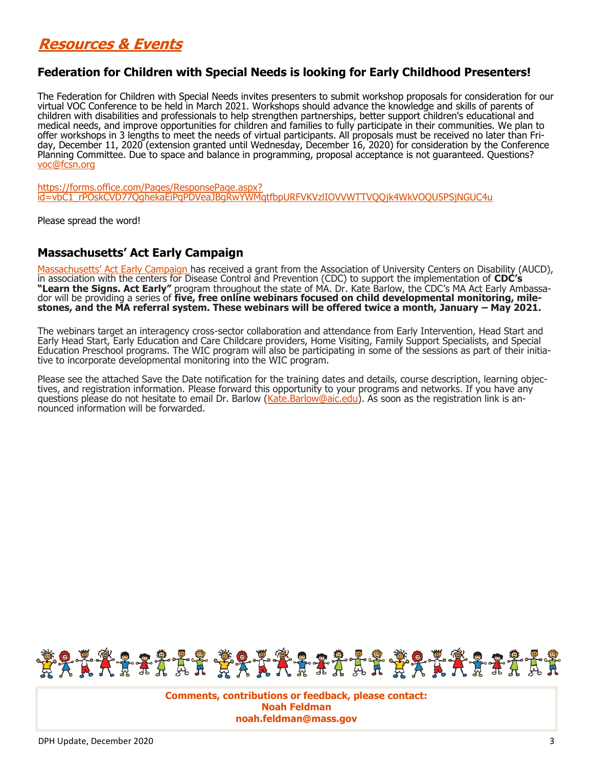# *Resources & Events*

## Federation for Children with Special Needs is looking for Early Childhood Presenters!

The Federation for Children with Special Needs invites presenters to submit workshop proposals for consideration for our virtual VOC Conference to be held in March 2021. Workshops should advance the knowledge and skills of parents of children with disabilities and professionals to help strengthen partnerships, better support children's educational and medical needs, and improve opportunities for children and families to fully participate in their communities. We plan to offer workshops in 3 lengths to meet the needs of virtual participants. All proposals must be received no later than Friday, December 11, 2020 (extension granted until Wednesday, December 16, 2020) for consideration by the Conference Planning Committee. Due to space and balance in programming, proposal acceptance is not guaranteed. Questions? voc@fcsn.org

https://forms.office.com/Pages/ResponsePage.aspx?id=vbC1_rPOskCVD77QghekaEiPqPDVeaJBgRwYWMqtfbpURFVKVzlIOVVWTTVQQjk4WkVOQU5PSjNGUC4u

Please spread the word!

## Massachusetts' Act Early Campaign

Massachusetts' Act Early Campaign has received a grant from the Association of University Centers on Disability (AUCD), in association with the centers for Disease Control and Prevention (CDC) to support the implementation of **CDC's "Learn the Signs. Act Early"** program throughout the state of MA. Dr. Kate Barlow, the CDC's MA Act Early Ambassador will be providing a series of **five, free online webinars focused on child developmental monitoring, milestones, and the MA referral system. These webinars will be offered twice a month, January – May 2021.**

The webinars target an interagency cross-sector collaboration and attendance from Early Intervention, Head Start and Early Head Start, Early Education and Care Childcare providers, Home Visiting, Family Support Specialists, and Special Education Preschool programs. The WIC program will also be participating in some of the sessions as part of their initiative to incorporate developmental monitoring into the WIC program.

Please see the attached Save the Date notification for the training dates and details, course description, learning objectives, and registration information. Please forward this opportunity to your programs and networks. If you have any questions please do not hesitate to email Dr. Barlow (Kate.Barlow@aic.edu). As soon as the registration link is announced information will be forwarded.

**Comments, contributions or feedback, please contact:**
**Noah Feldman**
**noah.feldman@mass.gov**